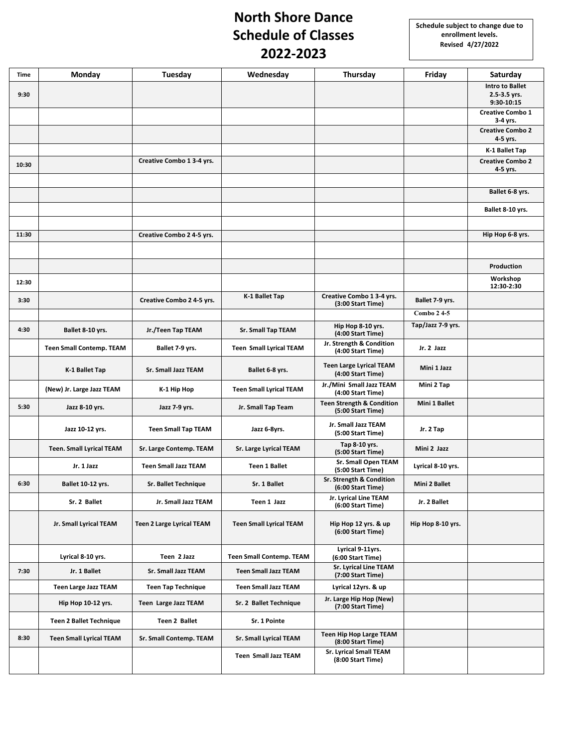# North Shore Dance
# Schedule of Classes
# 2022-2023

Schedule subject to change due to enrollment levels.
Revised 4/27/2022

| Time | Monday | Tuesday | Wednesday | Thursday | Friday | Saturday |
|---|---|---|---|---|---|---|
| 9:30 | | | | | | Intro to Ballet 2.5-3.5 yrs. 9:30-10:15 |
| | | | | | | Creative Combo 1 3-4 yrs. |
| | | | | | | Creative Combo 2 4-5 yrs. |
| | | | | | | K-1 Ballet Tap |
| 10:30 | | Creative Combo 1 3-4 yrs. | | | | Creative Combo 2 4-5 yrs. |
| | | | | | | |
| | | | | | | Ballet 6-8 yrs. |
| | | | | | | Ballet 8-10 yrs. |
| | | | | | | |
| 11:30 | | Creative Combo 2 4-5 yrs. | | | | Hip Hop 6-8 yrs. |
| | | | | | | |
| | | | | | | Production |
| 12:30 | | | | | | Workshop 12:30-2:30 |
| 3:30 | | Creative Combo 2 4-5 yrs. | K-1 Ballet Tap | Creative Combo 1 3-4 yrs. (3:00 Start Time) | Ballet 7-9 yrs. | |
| | | | | | Combo 2 4-5 | |
| 4:30 | Ballet 8-10 yrs. | Jr./Teen Tap TEAM | Sr. Small Tap TEAM | Hip Hop 8-10 yrs. (4:00 Start Time) | Tap/Jazz 7-9 yrs. | |
| | Teen Small Contemp. TEAM | Ballet 7-9 yrs. | Teen Small Lyrical TEAM | Jr. Strength & Condition (4:00 Start Time) | Jr. 2 Jazz | |
| | K-1 Ballet Tap | Sr. Small Jazz TEAM | Ballet 6-8 yrs. | Teen Large Lyrical TEAM (4:00 Start Time) | Mini 1 Jazz | |
| | (New) Jr. Large Jazz TEAM | K-1 Hip Hop | Teen Small Lyrical TEAM | Jr./Mini Small Jazz TEAM (4:00 Start Time) | Mini 2 Tap | |
| 5:30 | Jazz 8-10 yrs. | Jazz 7-9 yrs. | Jr. Small Tap Team | Teen Strength & Condition (5:00 Start Time) | Mini 1 Ballet | |
| | Jazz 10-12 yrs. | Teen Small Tap TEAM | Jazz 6-8yrs. | Jr. Small Jazz TEAM (5:00 Start Time) | Jr. 2 Tap | |
| | Teen. Small Lyrical TEAM | Sr. Large Contemp. TEAM | Sr. Large Lyrical TEAM | Tap 8-10 yrs. (5:00 Start Time) | Mini 2 Jazz | |
| | Jr. 1 Jazz | Teen Small Jazz TEAM | Teen 1 Ballet | Sr. Small Open TEAM (5:00 Start Time) | Lyrical 8-10 yrs. | |
| 6:30 | Ballet 10-12 yrs. | Sr. Ballet Technique | Sr. 1 Ballet | Sr. Strength & Condition (6:00 Start Time) | Mini 2 Ballet | |
| | Sr. 2 Ballet | Jr. Small Jazz TEAM | Teen 1 Jazz | Jr. Lyrical Line TEAM (6:00 Start Time) | Jr. 2 Ballet | |
| | Jr. Small Lyrical TEAM | Teen 2 Large Lyrical TEAM | Teen Small Lyrical TEAM | Hip Hop 12 yrs. & up (6:00 Start Time) | Hip Hop 8-10 yrs. | |
| | Lyrical 8-10 yrs. | Teen 2 Jazz | Teen Small Contemp. TEAM | Lyrical 9-11yrs. (6:00 Start Time) | | |
| 7:30 | Jr. 1 Ballet | Sr. Small Jazz TEAM | Teen Small Jazz TEAM | Sr. Lyrical Line TEAM (7:00 Start Time) | | |
| | Teen Large Jazz TEAM | Teen Tap Technique | Teen Small Jazz TEAM | Lyrical 12yrs. & up | | |
| | Hip Hop 10-12 yrs. | Teen Large Jazz TEAM | Sr. 2 Ballet Technique | Jr. Large Hip Hop (New) (7:00 Start Time) | | |
| | Teen 2 Ballet Technique | Teen 2 Ballet | Sr. 1 Pointe | | | |
| 8:30 | Teen Small Lyrical TEAM | Sr. Small Contemp. TEAM | Sr. Small Lyrical TEAM | Teen Hip Hop Large TEAM (8:00 Start Time) | | |
| | | | Teen Small Jazz TEAM | Sr. Lyrical Small TEAM (8:00 Start Time) | | |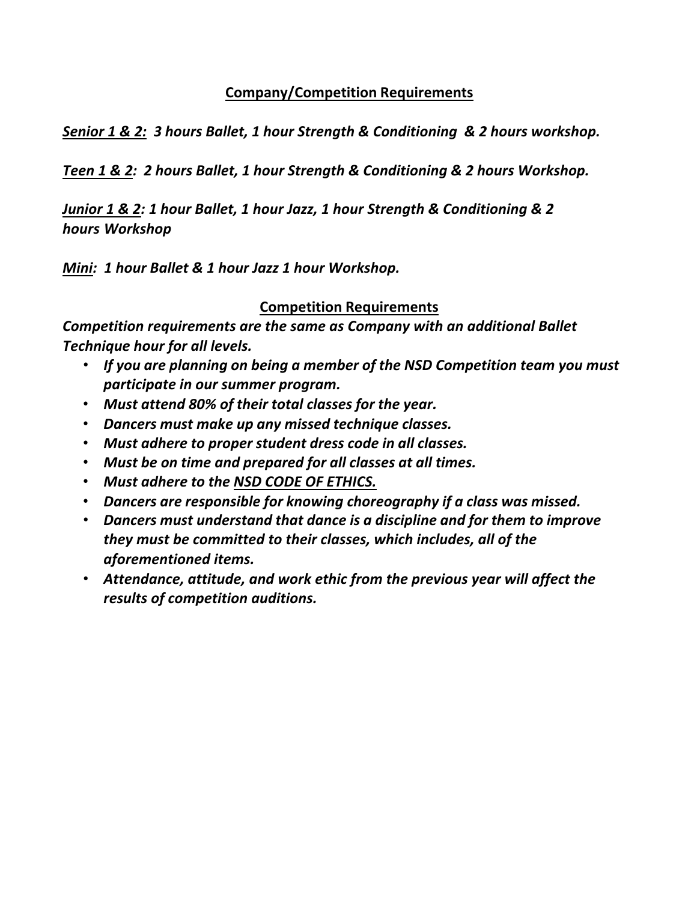## Company/Competition Requirements

***Senior 1 & 2:** 3 hours Ballet, 1 hour Strength & Conditioning & 2 hours workshop.*

***Teen 1 & 2**: 2 hours Ballet, 1 hour Strength & Conditioning & 2 hours Workshop.*

***Junior 1 & 2**: 1 hour Ballet, 1 hour Jazz, 1 hour Strength & Conditioning & 2 hours Workshop*

***Mini**: 1 hour Ballet & 1 hour Jazz 1 hour Workshop.*

## Competition Requirements

***Competition requirements are the same as Company with an additional Ballet Technique hour for all levels.***

- ***If you are planning on being a member of the NSD Competition team you must participate in our summer program.***
- ***Must attend 80% of their total classes for the year.***
- ***Dancers must make up any missed technique classes.***
- ***Must adhere to proper student dress code in all classes.***
- ***Must be on time and prepared for all classes at all times.***
- ***Must adhere to the NSD CODE OF ETHICS.***
- ***Dancers are responsible for knowing choreography if a class was missed.***
- ***Dancers must understand that dance is a discipline and for them to improve they must be committed to their classes, which includes, all of the aforementioned items.***
- ***Attendance, attitude, and work ethic from the previous year will affect the results of competition auditions.***